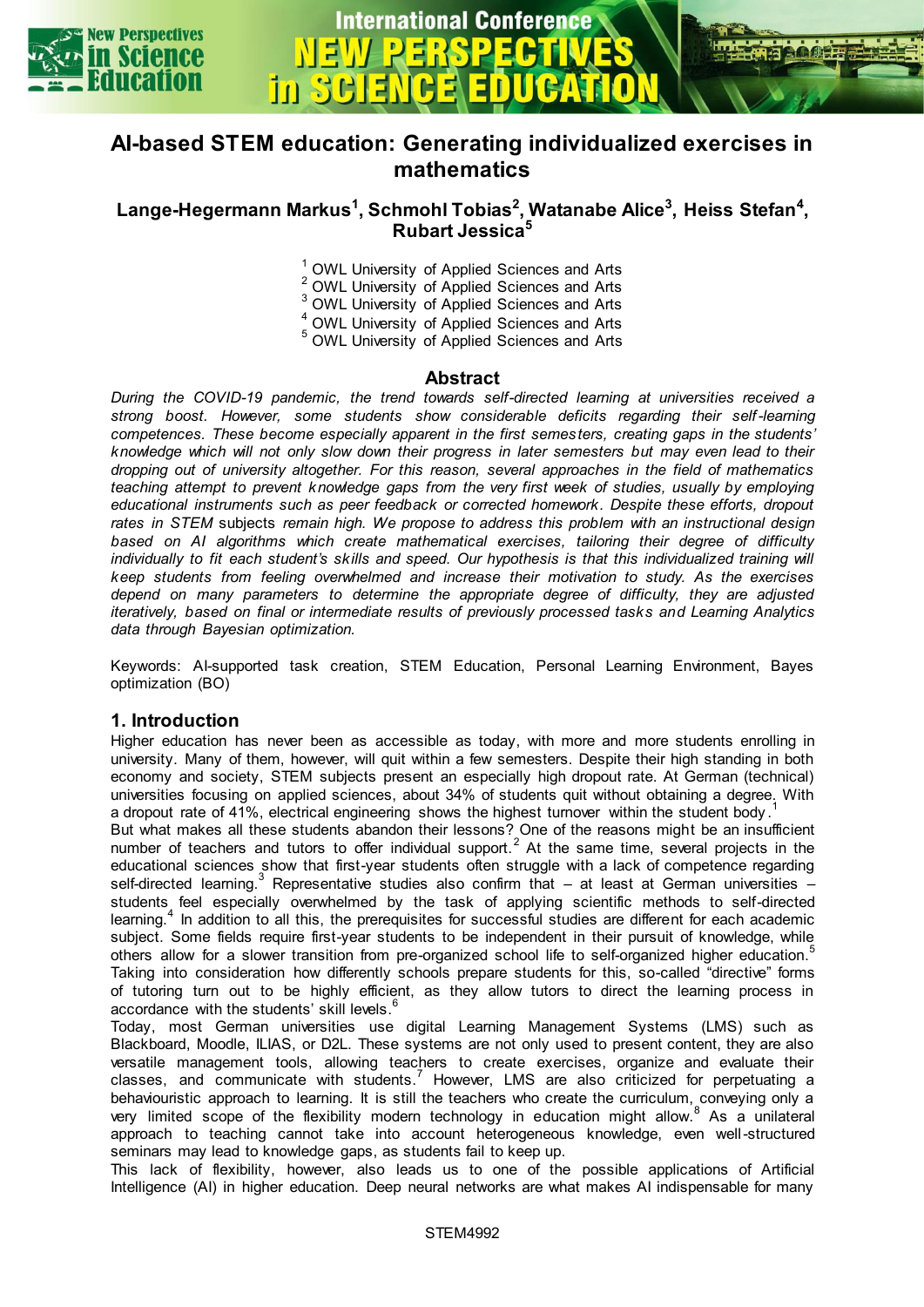# AI-based STEM education: Generating individualized exercises in mathematics

**Lange-Hegermann Markus[1], Schmohl Tobias[2], Watanabe Alice[3], Heiss Stefan[4], Rubart Jessica[5]**

[1] OWL University of Applied Sciences and Arts
[2] OWL University of Applied Sciences and Arts
[3] OWL University of Applied Sciences and Arts
[4] OWL University of Applied Sciences and Arts
[5] OWL University of Applied Sciences and Arts

## Abstract

*During the COVID-19 pandemic, the trend towards self-directed learning at universities received a strong boost. However, some students show considerable deficits regarding their self-learning competences. These become especially apparent in the first semesters, creating gaps in the students' knowledge which will not only slow down their progress in later semesters but may even lead to their dropping out of university altogether. For this reason, several approaches in the field of mathematics teaching attempt to prevent knowledge gaps from the very first week of studies, usually by employing educational instruments such as peer feedback or corrected homework. Despite these efforts, dropout rates in STEM* subjects *remain high. We propose to address this problem with an instructional design based on AI algorithms which create mathematical exercises, tailoring their degree of difficulty individually to fit each student's skills and speed. Our hypothesis is that this individualized training will keep students from feeling overwhelmed and increase their motivation to study. As the exercises depend on many parameters to determine the appropriate degree of difficulty, they are adjusted iteratively, based on final or intermediate results of previously processed tasks and Learning Analytics data through Bayesian optimization.*

Keywords: AI-supported task creation, STEM Education, Personal Learning Environment, Bayes optimization (BO)

## 1. Introduction

Higher education has never been as accessible as today, with more and more students enrolling in university. Many of them, however, will quit within a few semesters. Despite their high standing in both economy and society, STEM subjects present an especially high dropout rate. At German (technical) universities focusing on applied sciences, about 34% of students quit without obtaining a degree. With a dropout rate of 41%, electrical engineering shows the highest turnover within the student body.[1]

But what makes all these students abandon their lessons? One of the reasons might be an insufficient number of teachers and tutors to offer individual support.[2] At the same time, several projects in the educational sciences show that first-year students often struggle with a lack of competence regarding self-directed learning.[3] Representative studies also confirm that – at least at German universities – students feel especially overwhelmed by the task of applying scientific methods to self-directed learning.[4] In addition to all this, the prerequisites for successful studies are different for each academic subject. Some fields require first-year students to be independent in their pursuit of knowledge, while others allow for a slower transition from pre-organized school life to self-organized higher education.[5] Taking into consideration how differently schools prepare students for this, so-called "directive" forms of tutoring turn out to be highly efficient, as they allow tutors to direct the learning process in accordance with the students' skill levels.[6]

Today, most German universities use digital Learning Management Systems (LMS) such as Blackboard, Moodle, ILIAS, or D2L. These systems are not only used to present content, they are also versatile management tools, allowing teachers to create exercises, organize and evaluate their classes, and communicate with students.[7] However, LMS are also criticized for perpetuating a behaviouristic approach to learning. It is still the teachers who create the curriculum, conveying only a very limited scope of the flexibility modern technology in education might allow.[8] As a unilateral approach to teaching cannot take into account heterogeneous knowledge, even well-structured seminars may lead to knowledge gaps, as students fail to keep up.

This lack of flexibility, however, also leads us to one of the possible applications of Artificial Intelligence (AI) in higher education. Deep neural networks are what makes AI indispensable for many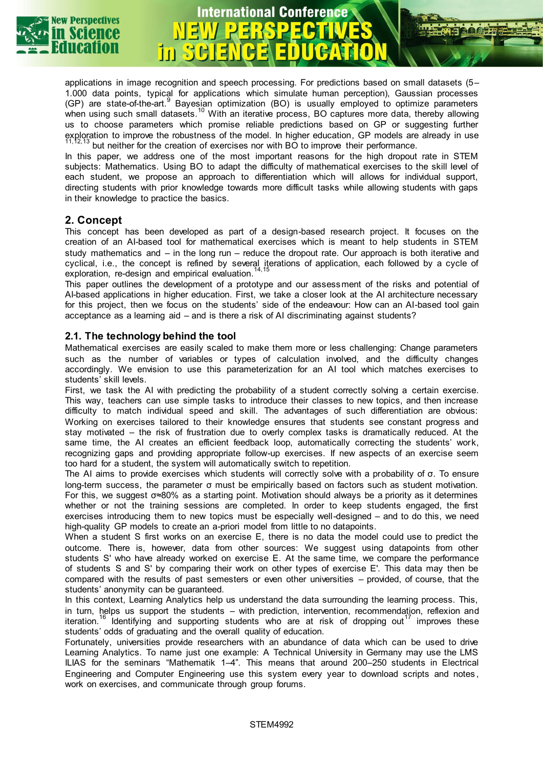applications in image recognition and speech processing. For predictions based on small datasets (5–1.000 data points, typical for applications which simulate human perception), Gaussian processes (GP) are state-of-the-art.[9] Bayesian optimization (BO) is usually employed to optimize parameters when using such small datasets.[10] With an iterative process, BO captures more data, thereby allowing us to choose parameters which promise reliable predictions based on GP or suggesting further exploration to improve the robustness of the model. In higher education, GP models are already in use [11,12,13] but neither for the creation of exercises nor with BO to improve their performance.

In this paper, we address one of the most important reasons for the high dropout rate in STEM subjects: Mathematics. Using BO to adapt the difficulty of mathematical exercises to the skill level of each student, we propose an approach to differentiation which will allows for individual support, directing students with prior knowledge towards more difficult tasks while allowing students with gaps in their knowledge to practice the basics.

## 2. Concept

This concept has been developed as part of a design-based research project. It focuses on the creation of an AI-based tool for mathematical exercises which is meant to help students in STEM study mathematics and – in the long run – reduce the dropout rate. Our approach is both iterative and cyclical, i.e., the concept is refined by several iterations of application, each followed by a cycle of exploration, re-design and empirical evaluation.[14,15]

This paper outlines the development of a prototype and our assessment of the risks and potential of AI-based applications in higher education. First, we take a closer look at the AI architecture necessary for this project, then we focus on the students' side of the endeavour: How can an AI-based tool gain acceptance as a learning aid – and is there a risk of AI discriminating against students?

### 2.1. The technology behind the tool

Mathematical exercises are easily scaled to make them more or less challenging: Change parameters such as the number of variables or types of calculation involved, and the difficulty changes accordingly. We envision to use this parameterization for an AI tool which matches exercises to students' skill levels.

First, we task the AI with predicting the probability of a student correctly solving a certain exercise. This way, teachers can use simple tasks to introduce their classes to new topics, and then increase difficulty to match individual speed and skill. The advantages of such differentiation are obvious: Working on exercises tailored to their knowledge ensures that students see constant progress and stay motivated – the risk of frustration due to overly complex tasks is dramatically reduced. At the same time, the AI creates an efficient feedback loop, automatically correcting the students' work, recognizing gaps and providing appropriate follow-up exercises. If new aspects of an exercise seem too hard for a student, the system will automatically switch to repetition.

The AI aims to provide exercises which students will correctly solve with a probability of $\sigma$. To ensure long-term success, the parameter $\sigma$ must be empirically based on factors such as student motivation. For this, we suggest $\sigma \approx 80\%$ as a starting point. Motivation should always be a priority as it determines whether or not the training sessions are completed. In order to keep students engaged, the first exercises introducing them to new topics must be especially well-designed – and to do this, we need high-quality GP models to create an a-priori model from little to no datapoints.

When a student S first works on an exercise E, there is no data the model could use to predict the outcome. There is, however, data from other sources: We suggest using datapoints from other students S' who have already worked on exercise E. At the same time, we compare the performance of students S and S' by comparing their work on other types of exercise E'. This data may then be compared with the results of past semesters or even other universities – provided, of course, that the students' anonymity can be guaranteed.

In this context, Learning Analytics help us understand the data surrounding the learning process. This, in turn, helps us support the students – with prediction, intervention, recommendation, reflexion and iteration.[16] Identifying and supporting students who are at risk of dropping out[17] improves these students' odds of graduating and the overall quality of education.

Fortunately, universities provide researchers with an abundance of data which can be used to drive Learning Analytics. To name just one example: A Technical University in Germany may use the LMS ILIAS for the seminars "Mathematik 1–4". This means that around 200–250 students in Electrical Engineering and Computer Engineering use this system every year to download scripts and notes, work on exercises, and communicate through group forums.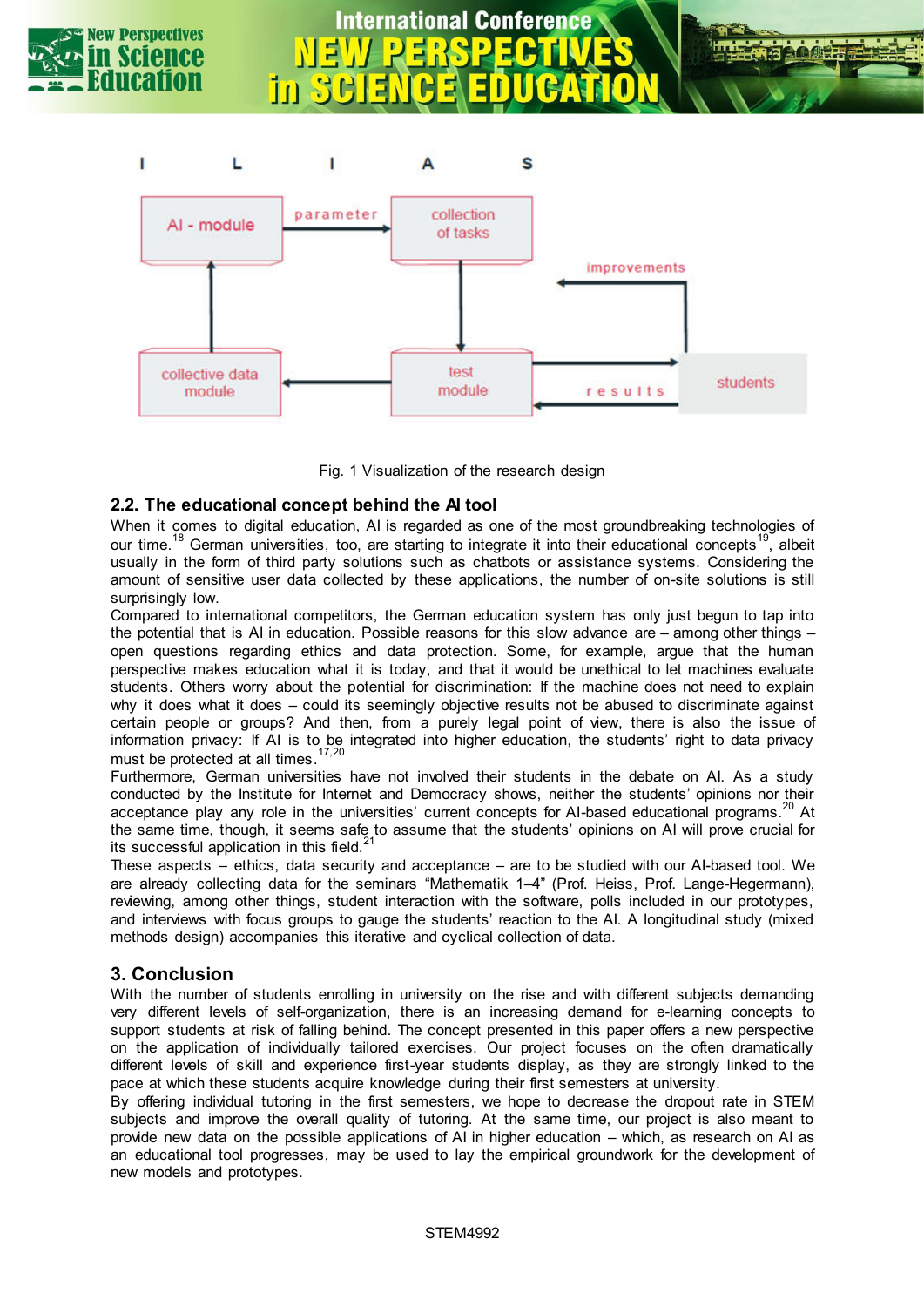Fig. 1 Visualization of the research design

## 2.2. The educational concept behind the AI tool

When it comes to digital education, AI is regarded as one of the most groundbreaking technologies of our time.[18] German universities, too, are starting to integrate it into their educational concepts[19], albeit usually in the form of third party solutions such as chatbots or assistance systems. Considering the amount of sensitive user data collected by these applications, the number of on-site solutions is still surprisingly low.

Compared to international competitors, the German education system has only just begun to tap into the potential that is AI in education. Possible reasons for this slow advance are – among other things – open questions regarding ethics and data protection. Some, for example, argue that the human perspective makes education what it is today, and that it would be unethical to let machines evaluate students. Others worry about the potential for discrimination: If the machine does not need to explain why it does what it does – could its seemingly objective results not be abused to discriminate against certain people or groups? And then, from a purely legal point of view, there is also the issue of information privacy: If AI is to be integrated into higher education, the students' right to data privacy must be protected at all times.[17,20]

Furthermore, German universities have not involved their students in the debate on AI. As a study conducted by the Institute for Internet and Democracy shows, neither the students' opinions nor their acceptance play any role in the universities' current concepts for AI-based educational programs.[20] At the same time, though, it seems safe to assume that the students' opinions on AI will prove crucial for its successful application in this field.[21]

These aspects – ethics, data security and acceptance – are to be studied with our AI-based tool. We are already collecting data for the seminars "Mathematik 1–4" (Prof. Heiss, Prof. Lange-Hegermann), reviewing, among other things, student interaction with the software, polls included in our prototypes, and interviews with focus groups to gauge the students' reaction to the AI. A longitudinal study (mixed methods design) accompanies this iterative and cyclical collection of data.

## 3. Conclusion

With the number of students enrolling in university on the rise and with different subjects demanding very different levels of self-organization, there is an increasing demand for e-learning concepts to support students at risk of falling behind. The concept presented in this paper offers a new perspective on the application of individually tailored exercises. Our project focuses on the often dramatically different levels of skill and experience first-year students display, as they are strongly linked to the pace at which these students acquire knowledge during their first semesters at university.

By offering individual tutoring in the first semesters, we hope to decrease the dropout rate in STEM subjects and improve the overall quality of tutoring. At the same time, our project is also meant to provide new data on the possible applications of AI in higher education – which, as research on AI as an educational tool progresses, may be used to lay the empirical groundwork for the development of new models and prototypes.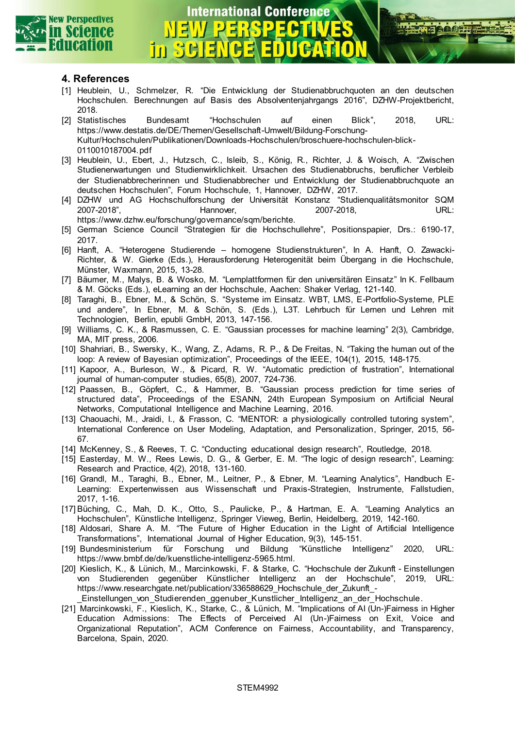## 4. References

[1] Heublein, U., Schmelzer, R. "Die Entwicklung der Studienabbruchquoten an den deutschen Hochschulen. Berechnungen auf Basis des Absolventenjahrgangs 2016", DZHW-Projektbericht, 2018.

[2] Statistisches Bundesamt "Hochschulen auf einen Blick", 2018, URL: https://www.destatis.de/DE/Themen/Gesellschaft-Umwelt/Bildung-Forschung-Kultur/Hochschulen/Publikationen/Downloads-Hochschulen/broschuere-hochschulen-blick-0110010187004.pdf

[3] Heublein, U., Ebert, J., Hutzsch, C., Isleib, S., König, R., Richter, J. & Woisch, A. "Zwischen Studienerwartungen und Studienwirklichkeit. Ursachen des Studienabbruchs, beruflicher Verbleib der Studienabbrecherinnen und Studienabbrecher und Entwicklung der Studienabbruchquote an deutschen Hochschulen", Forum Hochschule, 1, Hannover, DZHW, 2017.

[4] DZHW und AG Hochschulforschung der Universität Konstanz "Studienqualitätsmonitor SQM 2007-2018", Hannover, 2007-2018, URL: https://www.dzhw.eu/forschung/governance/sqm/berichte.

[5] German Science Council "Strategien für die Hochschullehre", Positionspapier, Drs.: 6190-17, 2017.

[6] Hanft, A. "Heterogene Studierende – homogene Studienstrukturen", In A. Hanft, O. Zawacki-Richter, & W. Gierke (Eds.), Herausforderung Heterogenität beim Übergang in die Hochschule, Münster, Waxmann, 2015, 13-28.

[7] Bäumer, M., Malys, B. & Wosko, M. "Lernplattformen für den universitären Einsatz" In K. Fellbaum & M. Göcks (Eds.), eLearning an der Hochschule, Aachen: Shaker Verlag, 121-140.

[8] Taraghi, B., Ebner, M., & Schön, S. "Systeme im Einsatz. WBT, LMS, E-Portfolio-Systeme, PLE und andere", In Ebner, M. & Schön, S. (Eds.), L3T. Lehrbuch für Lernen und Lehren mit Technologien, Berlin, epubli GmbH, 2013, 147-156.

[9] Williams, C. K., & Rasmussen, C. E. "Gaussian processes for machine learning" 2(3), Cambridge, MA, MIT press, 2006.

[10] Shahriari, B., Swersky, K., Wang, Z., Adams, R. P., & De Freitas, N. "Taking the human out of the loop: A review of Bayesian optimization", Proceedings of the IEEE, 104(1), 2015, 148-175.

[11] Kapoor, A., Burleson, W., & Picard, R. W. "Automatic prediction of frustration", International journal of human-computer studies, 65(8), 2007, 724-736.

[12] Paassen, B., Göpfert, C., & Hammer, B. "Gaussian process prediction for time series of structured data", Proceedings of the ESANN, 24th European Symposium on Artificial Neural Networks, Computational Intelligence and Machine Learning, 2016.

[13] Chaouachi, M., Jraidi, I., & Frasson, C. "MENTOR: a physiologically controlled tutoring system", International Conference on User Modeling, Adaptation, and Personalization, Springer, 2015, 56-67.

[14] McKenney, S., & Reeves, T. C. "Conducting educational design research", Routledge, 2018.

[15] Easterday, M. W., Rees Lewis, D. G., & Gerber, E. M. "The logic of design research", Learning: Research and Practice, 4(2), 2018, 131-160.

[16] Grandl, M., Taraghi, B., Ebner, M., Leitner, P., & Ebner, M. "Learning Analytics", Handbuch E-Learning: Expertenwissen aus Wissenschaft und Praxis-Strategien, Instrumente, Fallstudien, 2017, 1-16.

[17] Büching, C., Mah, D. K., Otto, S., Paulicke, P., & Hartman, E. A. "Learning Analytics an Hochschulen", Künstliche Intelligenz, Springer Vieweg, Berlin, Heidelberg, 2019, 142-160.

[18] Aldosari, Share A. M. "The Future of Higher Education in the Light of Artificial Intelligence Transformations", International Journal of Higher Education, 9(3), 145-151.

[19] Bundesministerium für Forschung und Bildung "Künstliche Intelligenz" 2020, URL: https://www.bmbf.de/de/kuenstliche-intelligenz-5965.html.

[20] Kieslich, K., & Lünich, M., Marcinkowski, F. & Starke, C. "Hochschule der Zukunft - Einstellungen von Studierenden gegenüber Künstlicher Intelligenz an der Hochschule", 2019, URL: https://www.researchgate.net/publication/336588629_Hochschule_der_Zukunft_-_Einstellungen_von_Studierenden_ggenuber_Kunstlicher_Intelligenz_an_der_Hochschule.

[21] Marcinkowski, F., Kieslich, K., Starke, C., & Lünich, M. "Implications of AI (Un-)Fairness in Higher Education Admissions: The Effects of Perceived AI (Un-)Fairness on Exit, Voice and Organizational Reputation", ACM Conference on Fairness, Accountability, and Transparency, Barcelona, Spain, 2020.